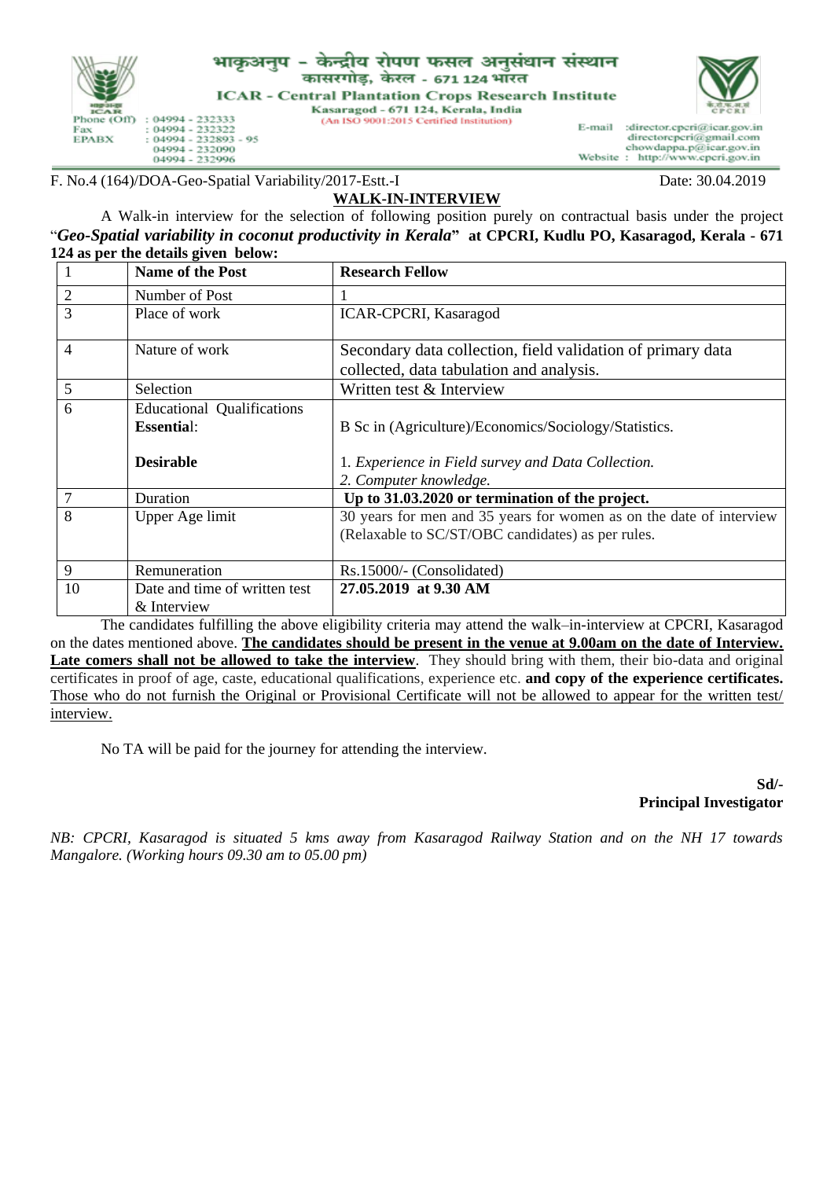भाकृअनुप – केन्द्रीय रोपण फसल अनुसंधान संस्थान
कासरगोड, केरल - 671 124 भारत

**ICAR - Central Plantation Crops Research Institute**
Kasaragod - 671 124, Kerala, India
(An ISO 9001:2015 Certified Institution)

Phone (Off) : 04994 - 232333
Fax : 04994 - 232322
EPABX : 04994 - 232893 - 95
04994 - 232090
04994 - 232996

E-mail :director.cpcri@icar.gov.in
directorcpcri@gmail.com
chowdappa.p@icar.gov.in
Website : http://www.cpcri.gov.in

F. No.4 (164)/DOA-Geo-Spatial Variability/2017-Estt.-I Date: 30.04.2019

**WALK-IN-INTERVIEW**

A Walk-in interview for the selection of following position purely on contractual basis under the project "***Geo-Spatial variability in coconut productivity in Kerala*" at CPCRI, Kudlu PO, Kasaragod, Kerala - 671 124 as per the details given below:**

| 1 | **Name of the Post** | **Research Fellow** |
|---|---|---|
| 2 | Number of Post | 1 |
| 3 | Place of work | ICAR-CPCRI, Kasaragod |
| 4 | Nature of work | Secondary data collection, field validation of primary data collected, data tabulation and analysis. |
| 5 | Selection | Written test & Interview |
| 6 | Educational Qualifications<br>**Essential**:<br><br>**Desirable** | <br>B Sc in (Agriculture)/Economics/Sociology/Statistics.<br><br>1. *Experience in Field survey and Data Collection.*<br>2. *Computer knowledge.* |
| 7 | Duration | **Up to 31.03.2020 or termination of the project.** |
| 8 | Upper Age limit | 30 years for men and 35 years for women as on the date of interview (Relaxable to SC/ST/OBC candidates) as per rules. |
| 9 | Remuneration | Rs.15000/- (Consolidated) |
| 10 | Date and time of written test & Interview | **27.05.2019 at 9.30 AM** |

The candidates fulfilling the above eligibility criteria may attend the walk–in-interview at CPCRI, Kasaragod on the dates mentioned above. **The candidates should be present in the venue at 9.00am on the date of Interview. Late comers shall not be allowed to take the interview**. They should bring with them, their bio-data and original certificates in proof of age, caste, educational qualifications, experience etc. **and copy of the experience certificates.** Those who do not furnish the Original or Provisional Certificate will not be allowed to appear for the written test/ interview.

No TA will be paid for the journey for attending the interview.

**Sd/-**
**Principal Investigator**

*NB: CPCRI, Kasaragod is situated 5 kms away from Kasaragod Railway Station and on the NH 17 towards Mangalore. (Working hours 09.30 am to 05.00 pm)*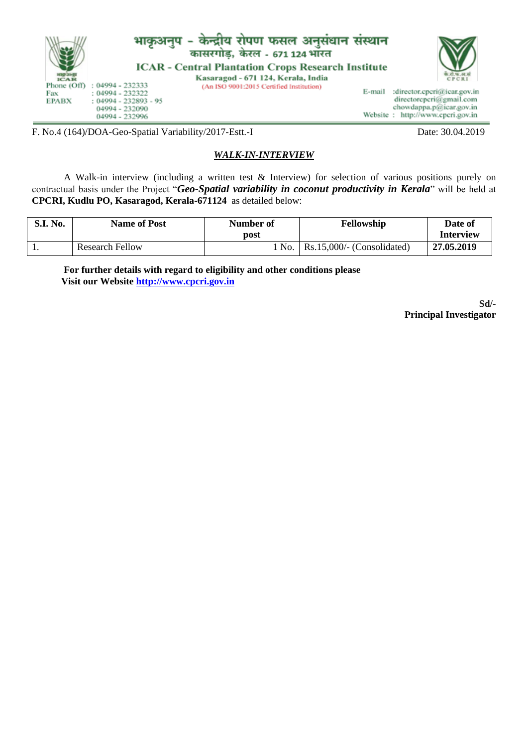भाकृअनुप - केन्द्रीय रोपण फसल अनुसंधान संस्थान
कासरगोड़, केरल - 671 124 भारत

**ICAR - Central Plantation Crops Research Institute**
**Kasaragod - 671 124, Kerala, India**
(An ISO 9001:2015 Certified Institution)

Phone (Off) : 04994 - 232333
Fax : 04994 - 232322
EPABX : 04994 - 232893 - 95
04994 - 232090
04994 - 232996

E-mail :director.cpcri@icar.gov.in
directorcpcri@gmail.com
chowdappa.p@icar.gov.in
Website : http://www.cpcri.gov.in

F. No.4 (164)/DOA-Geo-Spatial Variability/2017-Estt.-I    Date: 30.04.2019

## ***WALK-IN-INTERVIEW***

A Walk-in interview (including a written test & Interview) for selection of various positions purely on contractual basis under the Project "***Geo-Spatial variability in coconut productivity in Kerala***" will be held at **CPCRI, Kudlu PO, Kasaragod, Kerala-671124** as detailed below:

| S.I. No. | Name of Post | Number of post | Fellowship | Date of Interview |
|---|---|---|---|---|
| 1. | Research Fellow | 1 No. | Rs.15,000/- (Consolidated) | **27.05.2019** |

**For further details with regard to eligibility and other conditions please Visit our Website [http://www.cpcri.gov.in](http://www.cpcri.gov.in)**

**Sd/-**
**Principal Investigator**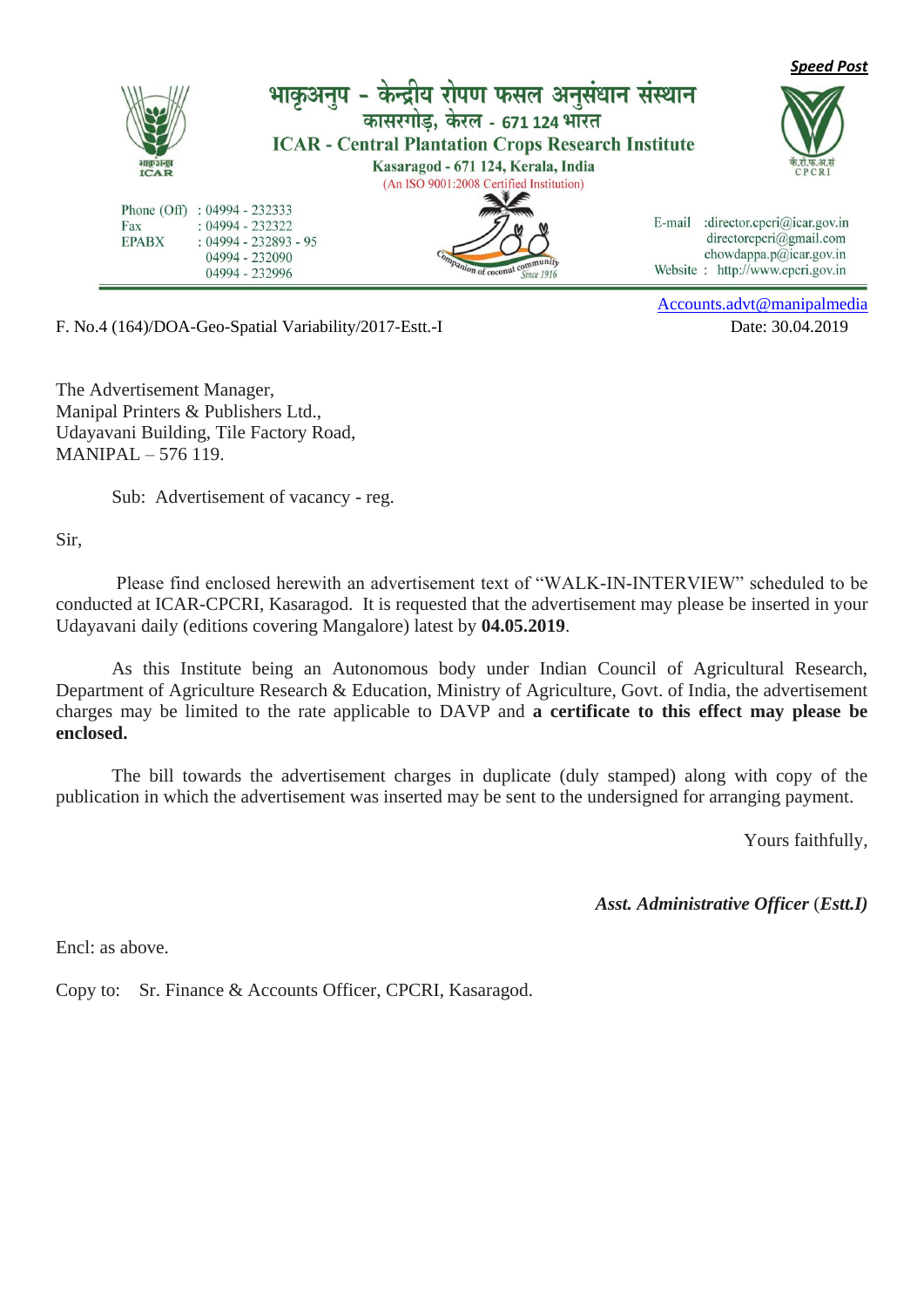***Speed Post***

भाकृअनुप - केन्द्रीय रोपण फसल अनुसंधान संस्थान
कासरगोड़, केरल - 671 124 भारत

**ICAR - Central Plantation Crops Research Institute**
**Kasaragod - 671 124, Kerala, India**
(An ISO 9001:2008 Certified Institution)

Phone (Off) : 04994 - 232333
Fax : 04994 - 232322
EPABX : 04994 - 232893 - 95
04994 - 232090
04994 - 232996

Companion of coconut community Since 1916

E-mail : director.cpcri@icar.gov.in
directorcpcri@gmail.com
chowdappa.p@icar.gov.in
Website : http://www.cpcri.gov.in

Accounts.advt@manipalmedia

F. No.4 (164)/DOA-Geo-Spatial Variability/2017-Estt.-I Date: 30.04.2019

The Advertisement Manager,
Manipal Printers & Publishers Ltd.,
Udayavani Building, Tile Factory Road,
MANIPAL – 576 119.

Sub: Advertisement of vacancy - reg.

Sir,

Please find enclosed herewith an advertisement text of "WALK-IN-INTERVIEW" scheduled to be conducted at ICAR-CPCRI, Kasaragod. It is requested that the advertisement may please be inserted in your Udayavani daily (editions covering Mangalore) latest by **04.05.2019**.

As this Institute being an Autonomous body under Indian Council of Agricultural Research, Department of Agriculture Research & Education, Ministry of Agriculture, Govt. of India, the advertisement charges may be limited to the rate applicable to DAVP and **a certificate to this effect may please be enclosed.**

The bill towards the advertisement charges in duplicate (duly stamped) along with copy of the publication in which the advertisement was inserted may be sent to the undersigned for arranging payment.

Yours faithfully,

***Asst. Administrative Officer* (*Estt.I*)**

Encl: as above.

Copy to: Sr. Finance & Accounts Officer, CPCRI, Kasaragod.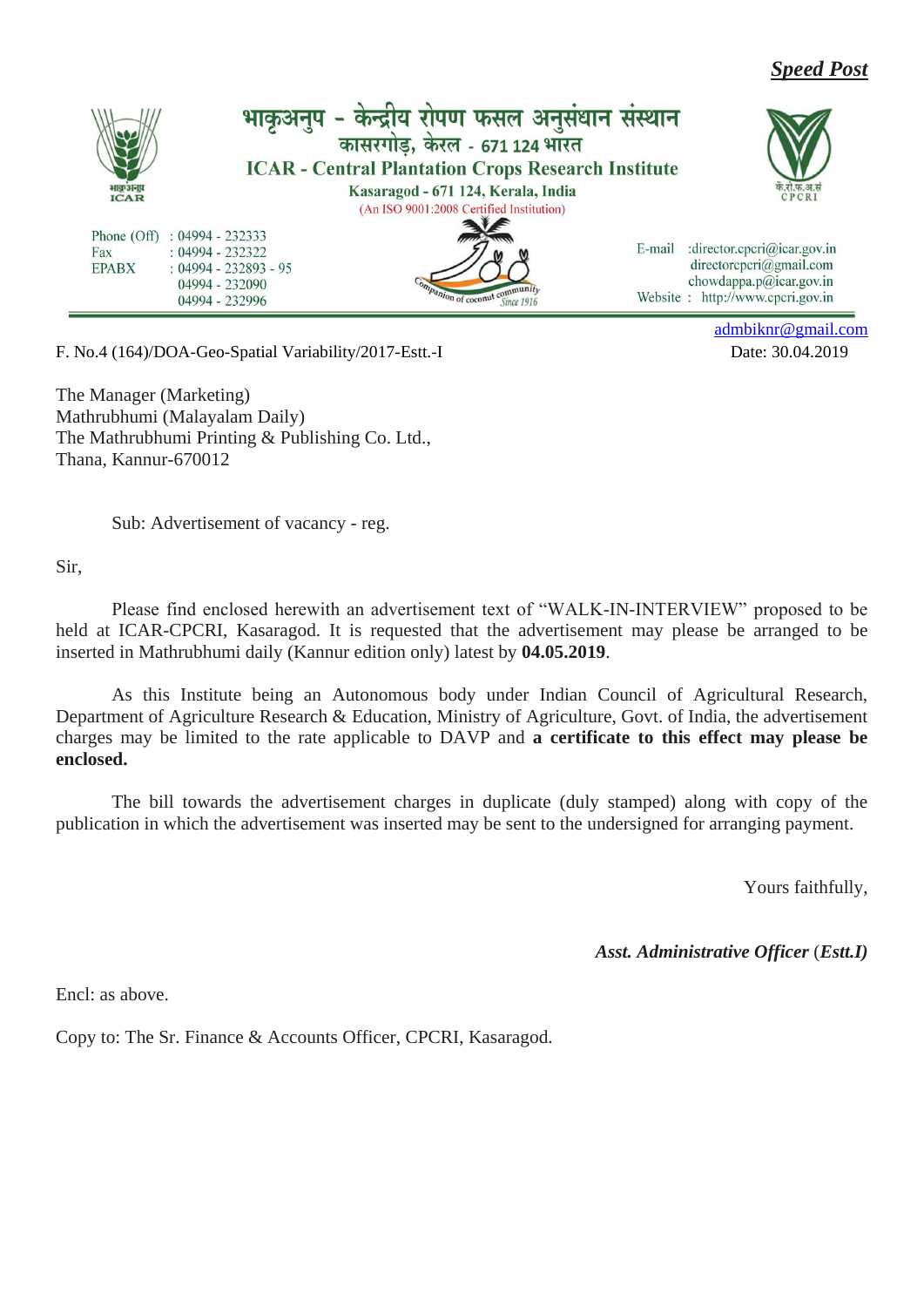***Speed Post***

भाकृअनुप - केन्द्रीय रोपण फसल अनुसंधान संस्थान
कासरगोड़, केरल - 671 124 भारत

**ICAR - Central Plantation Crops Research Institute**

**Kasaragod - 671 124, Kerala, India**

(An ISO 9001:2008 Certified Institution)

Phone (Off) : 04994 - 232333
Fax : 04994 - 232322
EPABX : 04994 - 232893 - 95
04994 - 232090
04994 - 232996

E-mail :director.cpcri@icar.gov.in
directorcpcri@gmail.com
chowdappa.p@icar.gov.in
Website : http://www.cpcri.gov.in
admbiknr@gmail.com

F. No.4 (164)/DOA-Geo-Spatial Variability/2017-Estt.-I

Date: 30.04.2019

The Manager (Marketing)
Mathrubhumi (Malayalam Daily)
The Mathrubhumi Printing & Publishing Co. Ltd.,
Thana, Kannur-670012

Sub: Advertisement of vacancy - reg.

Sir,

Please find enclosed herewith an advertisement text of "WALK-IN-INTERVIEW" proposed to be held at ICAR-CPCRI, Kasaragod. It is requested that the advertisement may please be arranged to be inserted in Mathrubhumi daily (Kannur edition only) latest by **04.05.2019**.

As this Institute being an Autonomous body under Indian Council of Agricultural Research, Department of Agriculture Research & Education, Ministry of Agriculture, Govt. of India, the advertisement charges may be limited to the rate applicable to DAVP and **a certificate to this effect may please be enclosed.**

The bill towards the advertisement charges in duplicate (duly stamped) along with copy of the publication in which the advertisement was inserted may be sent to the undersigned for arranging payment.

Yours faithfully,

***Asst. Administrative Officer*** (***Estt.I)***

Encl: as above.

Copy to: The Sr. Finance & Accounts Officer, CPCRI, Kasaragod.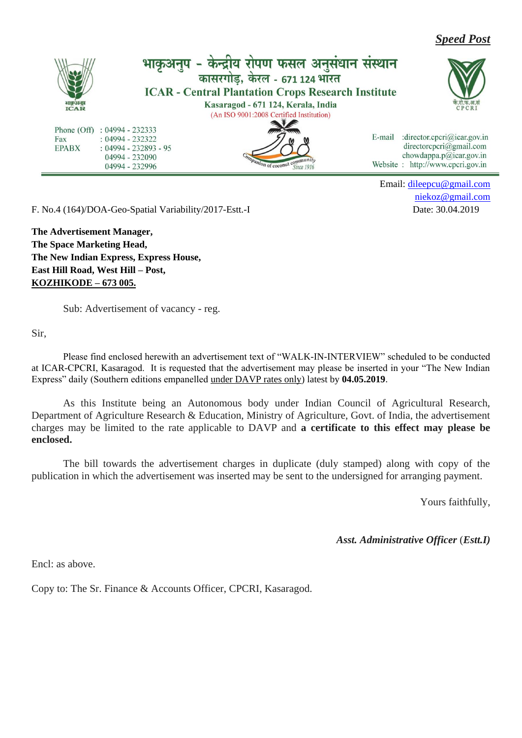***Speed Post***

भाकृअनुप - केन्द्रीय रोपण फसल अनुसंधान संस्थान
कासरगोड़, केरल - 671 124 भारत
**ICAR - Central Plantation Crops Research Institute**
**Kasaragod - 671 124, Kerala, India**
(An ISO 9001:2008 Certified Institution)

Phone (Off) : 04994 - 232333
Fax : 04994 - 232322
EPABX : 04994 - 232893 - 95
04994 - 232090
04994 - 232996

Companion of coconut community Since 1916

E-mail :director.cpcri@icar.gov.in
directorcpcri@gmail.com
chowdappa.p@icar.gov.in
Website : http://www.cpcri.gov.in

Email: dileepcu@gmail.com
niekoz@gmail.com

F. No.4 (164)/DOA-Geo-Spatial Variability/2017-Estt.-I

Date: 30.04.2019

**The Advertisement Manager,**
**The Space Marketing Head,**
**The New Indian Express, Express House,**
**East Hill Road, West Hill – Post,**
**KOZHIKODE – 673 005.**

Sub: Advertisement of vacancy - reg.

Sir,

Please find enclosed herewith an advertisement text of "WALK-IN-INTERVIEW" scheduled to be conducted at ICAR-CPCRI, Kasaragod. It is requested that the advertisement may please be inserted in your "The New Indian Express" daily (Southern editions empanelled under DAVP rates only) latest by **04.05.2019**.

As this Institute being an Autonomous body under Indian Council of Agricultural Research, Department of Agriculture Research & Education, Ministry of Agriculture, Govt. of India, the advertisement charges may be limited to the rate applicable to DAVP and **a certificate to this effect may please be enclosed.**

The bill towards the advertisement charges in duplicate (duly stamped) along with copy of the publication in which the advertisement was inserted may be sent to the undersigned for arranging payment.

Yours faithfully,

***Asst. Administrative Officer (Estt.I)***

Encl: as above.

Copy to: The Sr. Finance & Accounts Officer, CPCRI, Kasaragod.